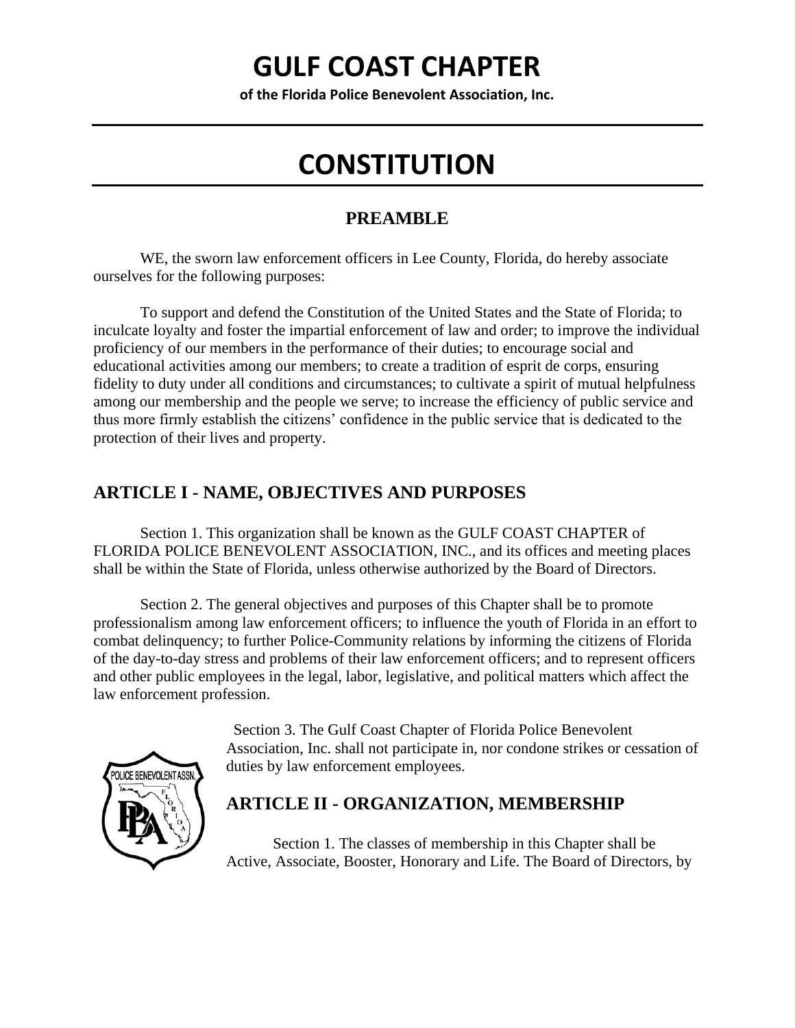# GULF COAST CHAPTER

**of the Florida Police Benevolent Association, Inc.**

# CONSTITUTION

## PREAMBLE

WE, the sworn law enforcement officers in Lee County, Florida, do hereby associate ourselves for the following purposes:

To support and defend the Constitution of the United States and the State of Florida; to inculcate loyalty and foster the impartial enforcement of law and order; to improve the individual proficiency of our members in the performance of their duties; to encourage social and educational activities among our members; to create a tradition of esprit de corps, ensuring fidelity to duty under all conditions and circumstances; to cultivate a spirit of mutual helpfulness among our membership and the people we serve; to increase the efficiency of public service and thus more firmly establish the citizens' confidence in the public service that is dedicated to the protection of their lives and property.

## ARTICLE I - NAME, OBJECTIVES AND PURPOSES

Section 1. This organization shall be known as the GULF COAST CHAPTER of FLORIDA POLICE BENEVOLENT ASSOCIATION, INC., and its offices and meeting places shall be within the State of Florida, unless otherwise authorized by the Board of Directors.

Section 2. The general objectives and purposes of this Chapter shall be to promote professionalism among law enforcement officers; to influence the youth of Florida in an effort to combat delinquency; to further Police-Community relations by informing the citizens of Florida of the day-to-day stress and problems of their law enforcement officers; and to represent officers and other public employees in the legal, labor, legislative, and political matters which affect the law enforcement profession.

Section 3. The Gulf Coast Chapter of Florida Police Benevolent Association, Inc. shall not participate in, nor condone strikes or cessation of duties by law enforcement employees.

## ARTICLE II - ORGANIZATION, MEMBERSHIP

Section 1. The classes of membership in this Chapter shall be Active, Associate, Booster, Honorary and Life. The Board of Directors, by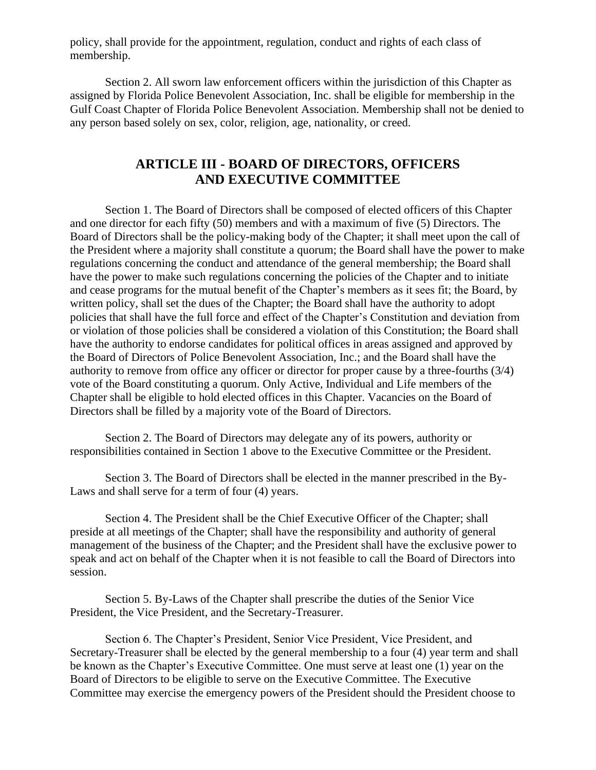policy, shall provide for the appointment, regulation, conduct and rights of each class of membership.

Section 2. All sworn law enforcement officers within the jurisdiction of this Chapter as assigned by Florida Police Benevolent Association, Inc. shall be eligible for membership in the Gulf Coast Chapter of Florida Police Benevolent Association. Membership shall not be denied to any person based solely on sex, color, religion, age, nationality, or creed.

## ARTICLE III - BOARD OF DIRECTORS, OFFICERS AND EXECUTIVE COMMITTEE

Section 1. The Board of Directors shall be composed of elected officers of this Chapter and one director for each fifty (50) members and with a maximum of five (5) Directors. The Board of Directors shall be the policy-making body of the Chapter; it shall meet upon the call of the President where a majority shall constitute a quorum; the Board shall have the power to make regulations concerning the conduct and attendance of the general membership; the Board shall have the power to make such regulations concerning the policies of the Chapter and to initiate and cease programs for the mutual benefit of the Chapter's members as it sees fit; the Board, by written policy, shall set the dues of the Chapter; the Board shall have the authority to adopt policies that shall have the full force and effect of the Chapter's Constitution and deviation from or violation of those policies shall be considered a violation of this Constitution; the Board shall have the authority to endorse candidates for political offices in areas assigned and approved by the Board of Directors of Police Benevolent Association, Inc.; and the Board shall have the authority to remove from office any officer or director for proper cause by a three-fourths (3/4) vote of the Board constituting a quorum. Only Active, Individual and Life members of the Chapter shall be eligible to hold elected offices in this Chapter. Vacancies on the Board of Directors shall be filled by a majority vote of the Board of Directors.

Section 2. The Board of Directors may delegate any of its powers, authority or responsibilities contained in Section 1 above to the Executive Committee or the President.

Section 3. The Board of Directors shall be elected in the manner prescribed in the By-Laws and shall serve for a term of four (4) years.

Section 4. The President shall be the Chief Executive Officer of the Chapter; shall preside at all meetings of the Chapter; shall have the responsibility and authority of general management of the business of the Chapter; and the President shall have the exclusive power to speak and act on behalf of the Chapter when it is not feasible to call the Board of Directors into session.

Section 5. By-Laws of the Chapter shall prescribe the duties of the Senior Vice President, the Vice President, and the Secretary-Treasurer.

Section 6. The Chapter's President, Senior Vice President, Vice President, and Secretary-Treasurer shall be elected by the general membership to a four (4) year term and shall be known as the Chapter's Executive Committee. One must serve at least one (1) year on the Board of Directors to be eligible to serve on the Executive Committee. The Executive Committee may exercise the emergency powers of the President should the President choose to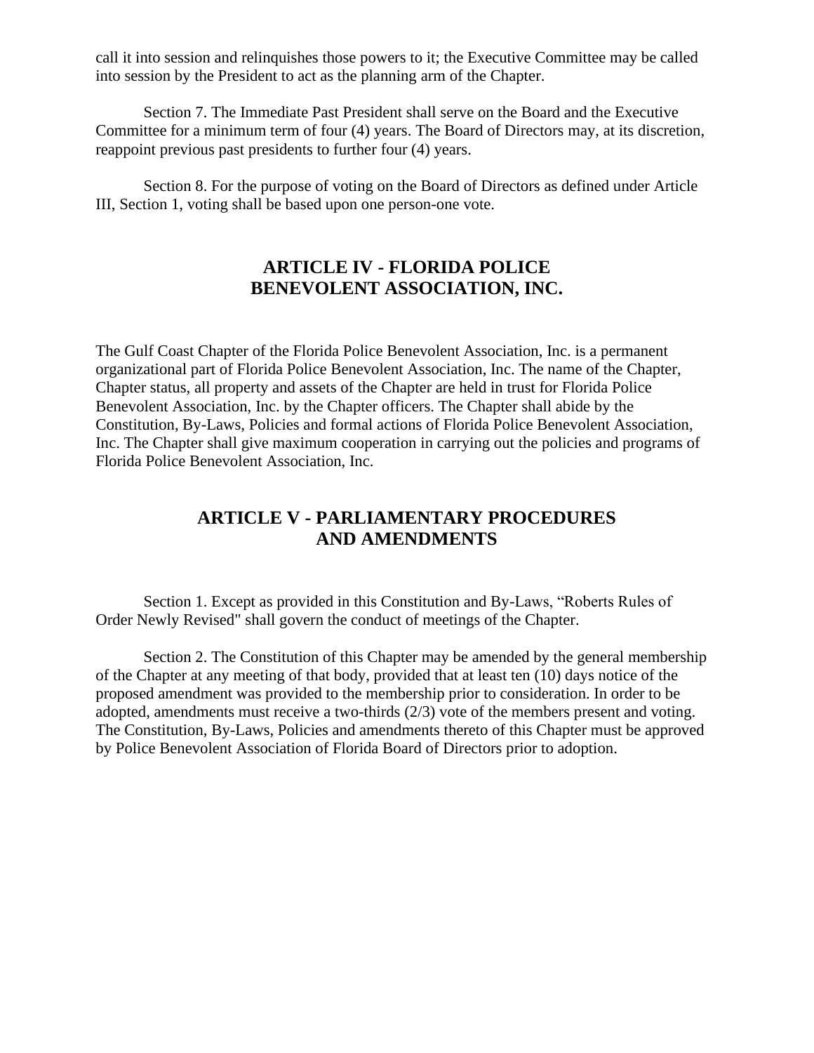call it into session and relinquishes those powers to it; the Executive Committee may be called into session by the President to act as the planning arm of the Chapter.

Section 7. The Immediate Past President shall serve on the Board and the Executive Committee for a minimum term of four (4) years. The Board of Directors may, at its discretion, reappoint previous past presidents to further four (4) years.

Section 8. For the purpose of voting on the Board of Directors as defined under Article III, Section 1, voting shall be based upon one person-one vote.

## ARTICLE IV - FLORIDA POLICE BENEVOLENT ASSOCIATION, INC.

The Gulf Coast Chapter of the Florida Police Benevolent Association, Inc. is a permanent organizational part of Florida Police Benevolent Association, Inc. The name of the Chapter, Chapter status, all property and assets of the Chapter are held in trust for Florida Police Benevolent Association, Inc. by the Chapter officers. The Chapter shall abide by the Constitution, By-Laws, Policies and formal actions of Florida Police Benevolent Association, Inc. The Chapter shall give maximum cooperation in carrying out the policies and programs of Florida Police Benevolent Association, Inc.

## ARTICLE V - PARLIAMENTARY PROCEDURES AND AMENDMENTS

Section 1. Except as provided in this Constitution and By-Laws, “Roberts Rules of Order Newly Revised" shall govern the conduct of meetings of the Chapter.

Section 2. The Constitution of this Chapter may be amended by the general membership of the Chapter at any meeting of that body, provided that at least ten (10) days notice of the proposed amendment was provided to the membership prior to consideration. In order to be adopted, amendments must receive a two-thirds (2/3) vote of the members present and voting. The Constitution, By-Laws, Policies and amendments thereto of this Chapter must be approved by Police Benevolent Association of Florida Board of Directors prior to adoption.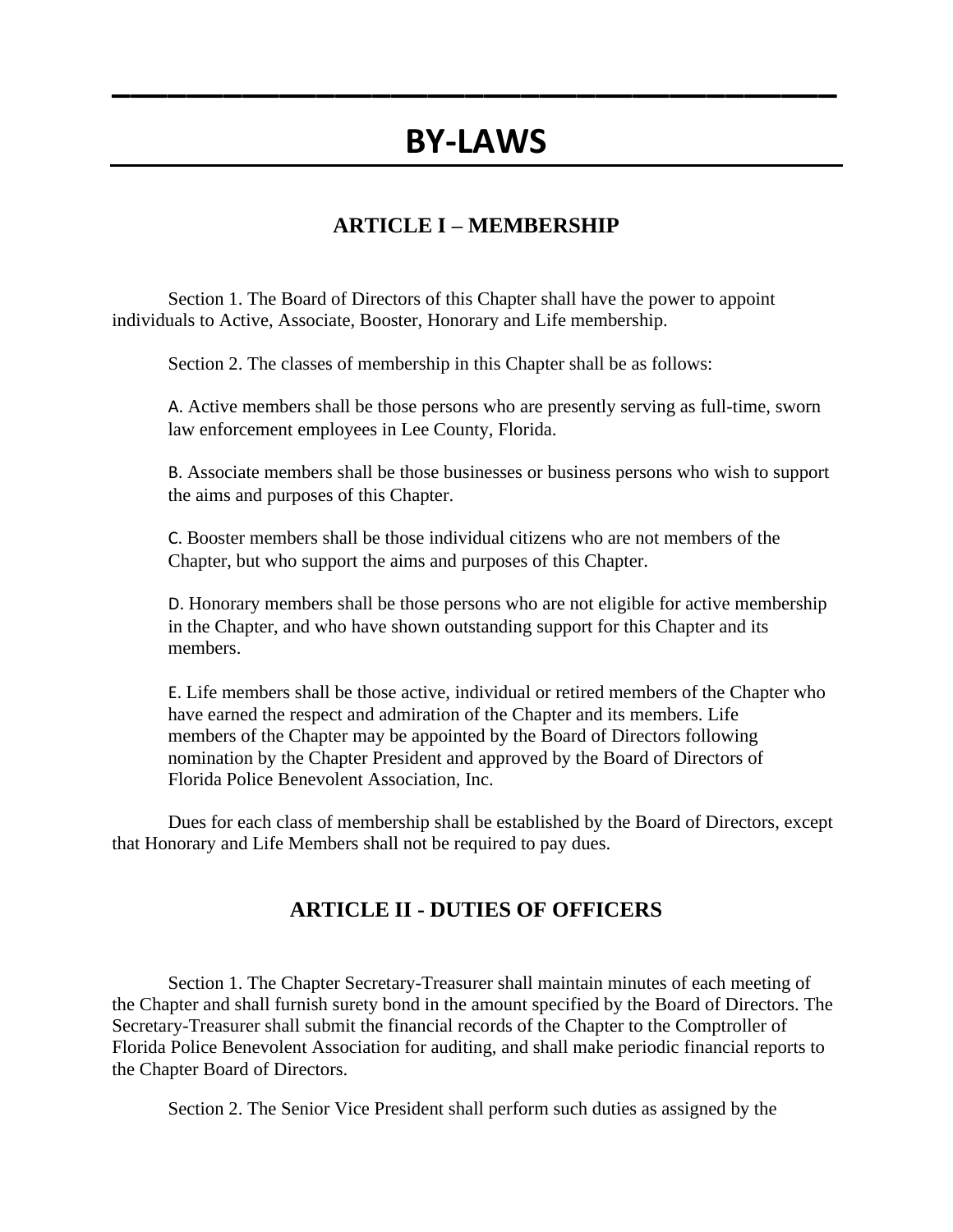# BY-LAWS

## ARTICLE I – MEMBERSHIP

Section 1. The Board of Directors of this Chapter shall have the power to appoint individuals to Active, Associate, Booster, Honorary and Life membership.

Section 2. The classes of membership in this Chapter shall be as follows:

A. Active members shall be those persons who are presently serving as full-time, sworn law enforcement employees in Lee County, Florida.

B. Associate members shall be those businesses or business persons who wish to support the aims and purposes of this Chapter.

C. Booster members shall be those individual citizens who are not members of the Chapter, but who support the aims and purposes of this Chapter.

D. Honorary members shall be those persons who are not eligible for active membership in the Chapter, and who have shown outstanding support for this Chapter and its members.

E. Life members shall be those active, individual or retired members of the Chapter who have earned the respect and admiration of the Chapter and its members. Life members of the Chapter may be appointed by the Board of Directors following nomination by the Chapter President and approved by the Board of Directors of Florida Police Benevolent Association, Inc.

Dues for each class of membership shall be established by the Board of Directors, except that Honorary and Life Members shall not be required to pay dues.

## ARTICLE II - DUTIES OF OFFICERS

Section 1. The Chapter Secretary-Treasurer shall maintain minutes of each meeting of the Chapter and shall furnish surety bond in the amount specified by the Board of Directors. The Secretary-Treasurer shall submit the financial records of the Chapter to the Comptroller of Florida Police Benevolent Association for auditing, and shall make periodic financial reports to the Chapter Board of Directors.

Section 2. The Senior Vice President shall perform such duties as assigned by the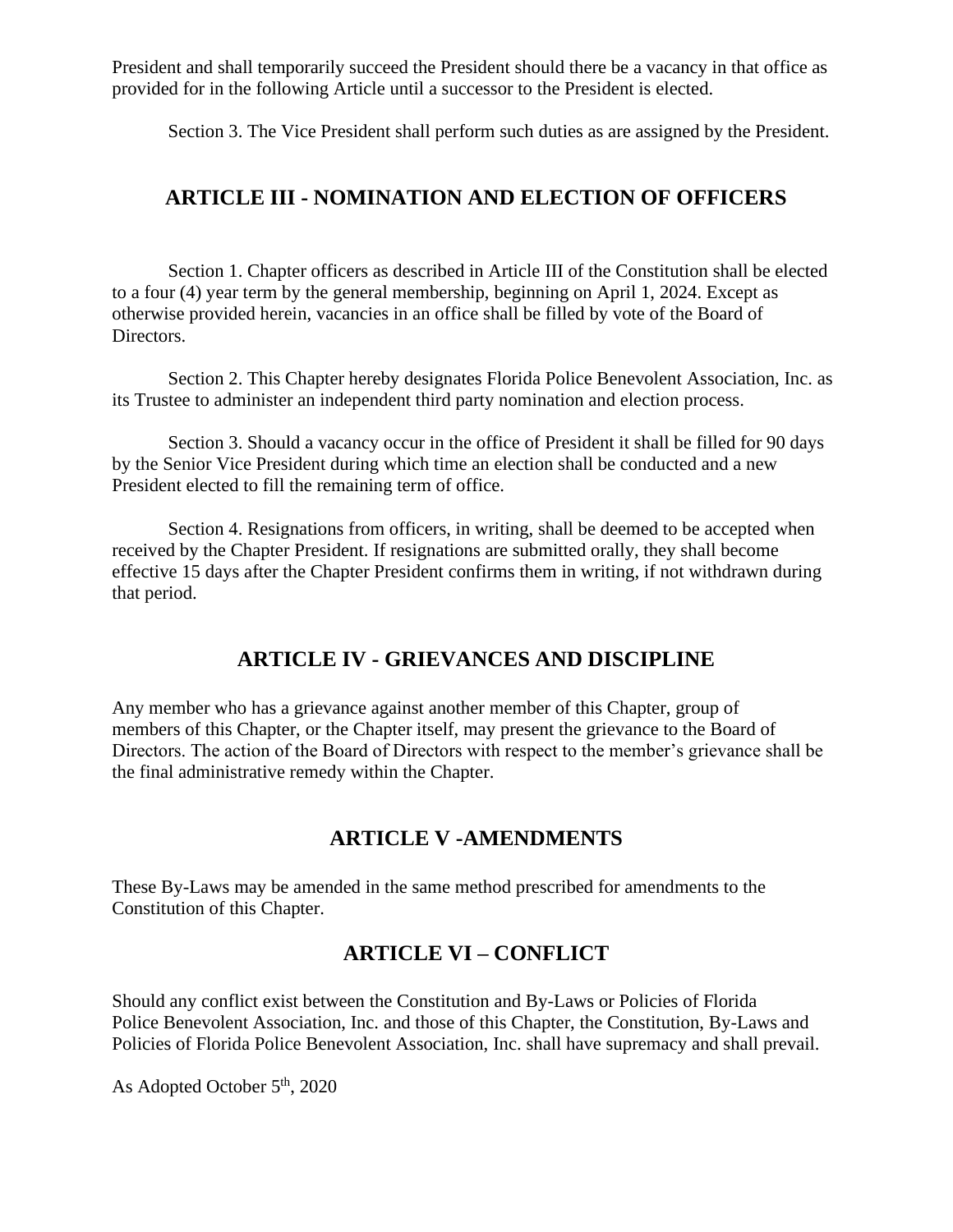President and shall temporarily succeed the President should there be a vacancy in that office as provided for in the following Article until a successor to the President is elected.

Section 3. The Vice President shall perform such duties as are assigned by the President.

## ARTICLE III - NOMINATION AND ELECTION OF OFFICERS

Section 1. Chapter officers as described in Article III of the Constitution shall be elected to a four (4) year term by the general membership, beginning on April 1, 2024. Except as otherwise provided herein, vacancies in an office shall be filled by vote of the Board of Directors.

Section 2. This Chapter hereby designates Florida Police Benevolent Association, Inc. as its Trustee to administer an independent third party nomination and election process.

Section 3. Should a vacancy occur in the office of President it shall be filled for 90 days by the Senior Vice President during which time an election shall be conducted and a new President elected to fill the remaining term of office.

Section 4. Resignations from officers, in writing, shall be deemed to be accepted when received by the Chapter President. If resignations are submitted orally, they shall become effective 15 days after the Chapter President confirms them in writing, if not withdrawn during that period.

## ARTICLE IV - GRIEVANCES AND DISCIPLINE

Any member who has a grievance against another member of this Chapter, group of members of this Chapter, or the Chapter itself, may present the grievance to the Board of Directors. The action of the Board of Directors with respect to the member's grievance shall be the final administrative remedy within the Chapter.

## ARTICLE V -AMENDMENTS

These By-Laws may be amended in the same method prescribed for amendments to the Constitution of this Chapter.

## ARTICLE VI – CONFLICT

Should any conflict exist between the Constitution and By-Laws or Policies of Florida Police Benevolent Association, Inc. and those of this Chapter, the Constitution, By-Laws and Policies of Florida Police Benevolent Association, Inc. shall have supremacy and shall prevail.

As Adopted October 5th, 2020